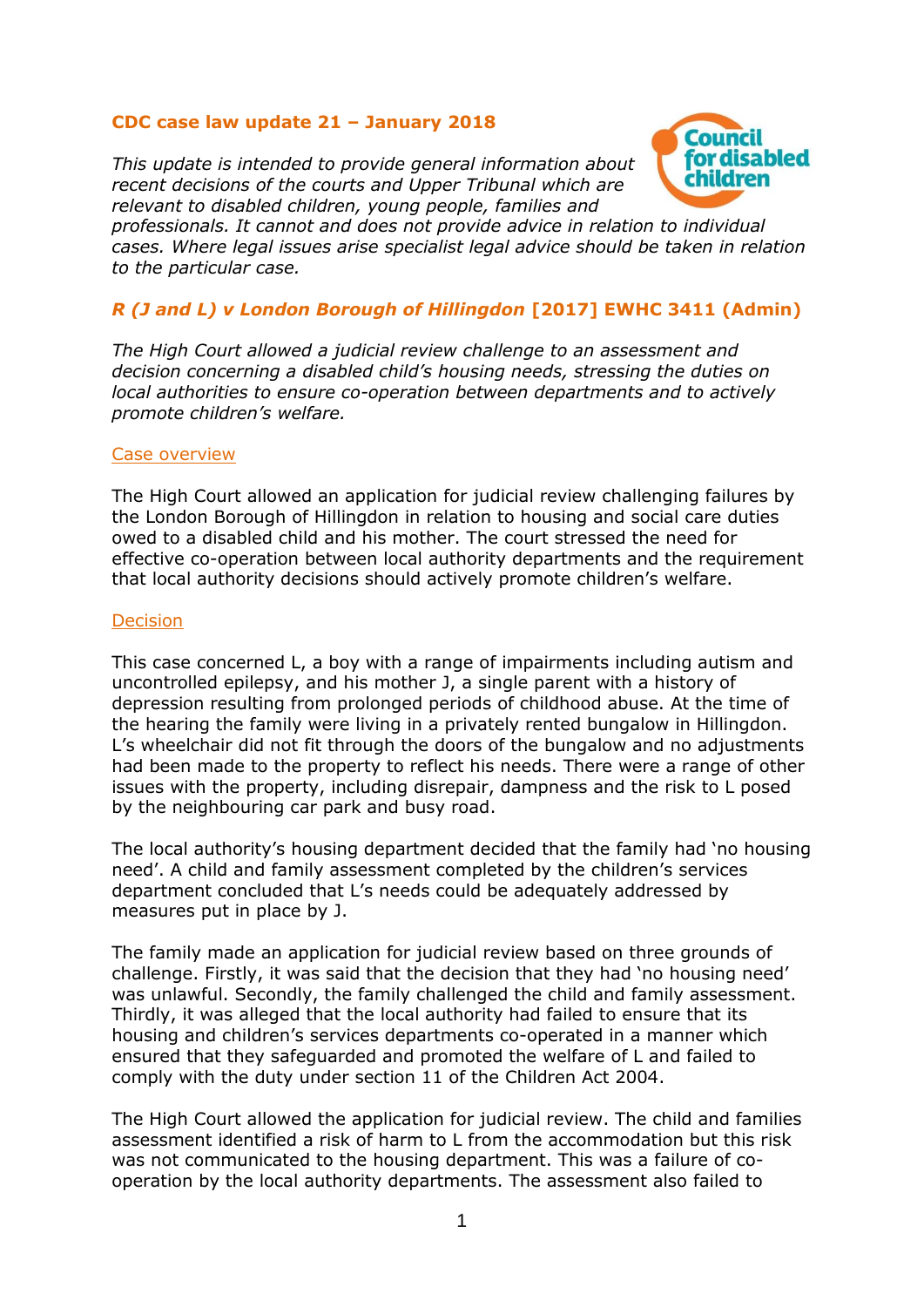## CDC case law update 21 – January 2018

*This update is intended to provide general information about recent decisions of the courts and Upper Tribunal which are relevant to disabled children, young people, families and professionals. It cannot and does not provide advice in relation to individual cases. Where legal issues arise specialist legal advice should be taken in relation to the particular case.*

### *R (J and L) v London Borough of Hillingdon* [2017] EWHC 3411 (Admin)

*The High Court allowed a judicial review challenge to an assessment and decision concerning a disabled child's housing needs, stressing the duties on local authorities to ensure co-operation between departments and to actively promote children's welfare.*

#### Case overview

The High Court allowed an application for judicial review challenging failures by the London Borough of Hillingdon in relation to housing and social care duties owed to a disabled child and his mother. The court stressed the need for effective co-operation between local authority departments and the requirement that local authority decisions should actively promote children's welfare.

#### Decision

This case concerned L, a boy with a range of impairments including autism and uncontrolled epilepsy, and his mother J, a single parent with a history of depression resulting from prolonged periods of childhood abuse. At the time of the hearing the family were living in a privately rented bungalow in Hillingdon. L's wheelchair did not fit through the doors of the bungalow and no adjustments had been made to the property to reflect his needs. There were a range of other issues with the property, including disrepair, dampness and the risk to L posed by the neighbouring car park and busy road.

The local authority's housing department decided that the family had 'no housing need'. A child and family assessment completed by the children's services department concluded that L's needs could be adequately addressed by measures put in place by J.

The family made an application for judicial review based on three grounds of challenge. Firstly, it was said that the decision that they had 'no housing need' was unlawful. Secondly, the family challenged the child and family assessment. Thirdly, it was alleged that the local authority had failed to ensure that its housing and children's services departments co-operated in a manner which ensured that they safeguarded and promoted the welfare of L and failed to comply with the duty under section 11 of the Children Act 2004.

The High Court allowed the application for judicial review. The child and families assessment identified a risk of harm to L from the accommodation but this risk was not communicated to the housing department. This was a failure of co-operation by the local authority departments. The assessment also failed to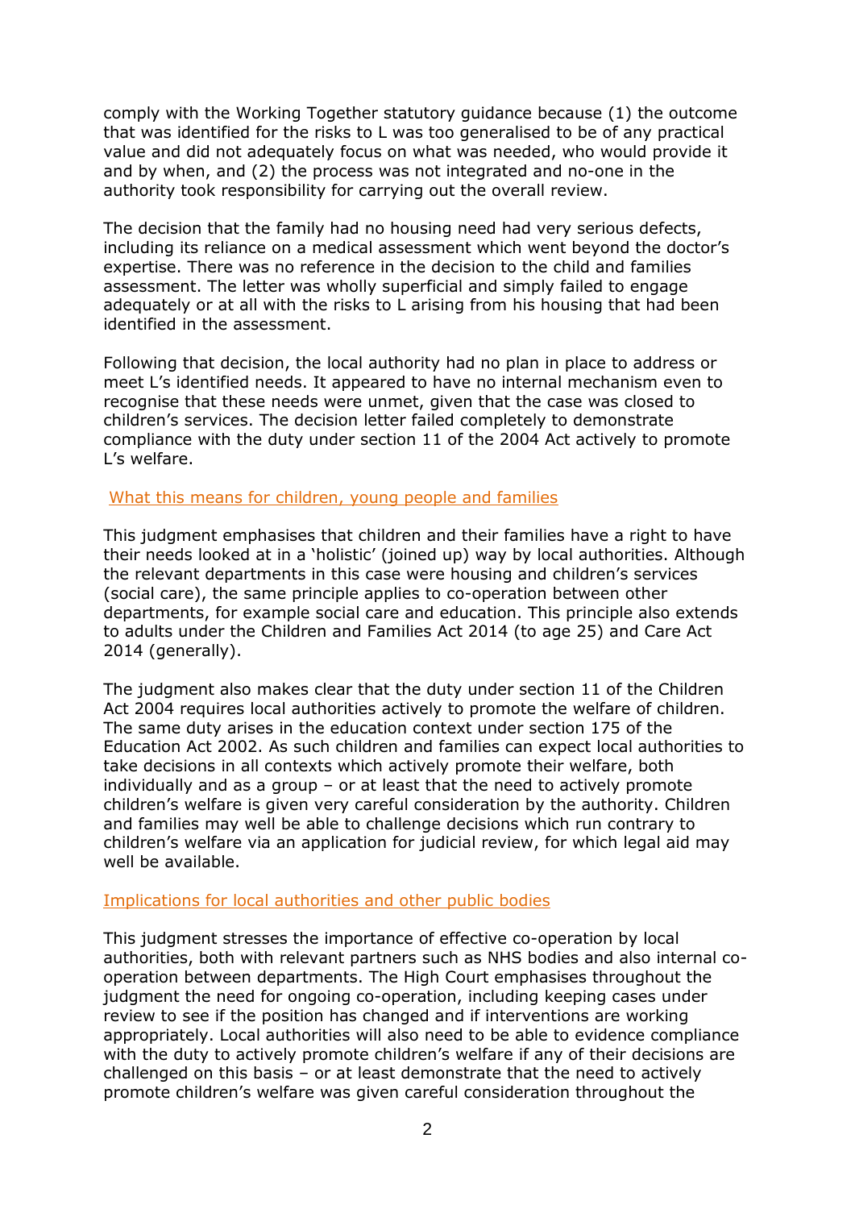comply with the Working Together statutory guidance because (1) the outcome that was identified for the risks to L was too generalised to be of any practical value and did not adequately focus on what was needed, who would provide it and by when, and (2) the process was not integrated and no-one in the authority took responsibility for carrying out the overall review.

The decision that the family had no housing need had very serious defects, including its reliance on a medical assessment which went beyond the doctor's expertise. There was no reference in the decision to the child and families assessment. The letter was wholly superficial and simply failed to engage adequately or at all with the risks to L arising from his housing that had been identified in the assessment.

Following that decision, the local authority had no plan in place to address or meet L's identified needs. It appeared to have no internal mechanism even to recognise that these needs were unmet, given that the case was closed to children's services. The decision letter failed completely to demonstrate compliance with the duty under section 11 of the 2004 Act actively to promote L's welfare.

## What this means for children, young people and families

This judgment emphasises that children and their families have a right to have their needs looked at in a 'holistic' (joined up) way by local authorities. Although the relevant departments in this case were housing and children's services (social care), the same principle applies to co-operation between other departments, for example social care and education. This principle also extends to adults under the Children and Families Act 2014 (to age 25) and Care Act 2014 (generally).

The judgment also makes clear that the duty under section 11 of the Children Act 2004 requires local authorities actively to promote the welfare of children. The same duty arises in the education context under section 175 of the Education Act 2002. As such children and families can expect local authorities to take decisions in all contexts which actively promote their welfare, both individually and as a group – or at least that the need to actively promote children's welfare is given very careful consideration by the authority. Children and families may well be able to challenge decisions which run contrary to children's welfare via an application for judicial review, for which legal aid may well be available.

## Implications for local authorities and other public bodies

This judgment stresses the importance of effective co-operation by local authorities, both with relevant partners such as NHS bodies and also internal co-operation between departments. The High Court emphasises throughout the judgment the need for ongoing co-operation, including keeping cases under review to see if the position has changed and if interventions are working appropriately. Local authorities will also need to be able to evidence compliance with the duty to actively promote children's welfare if any of their decisions are challenged on this basis – or at least demonstrate that the need to actively promote children's welfare was given careful consideration throughout the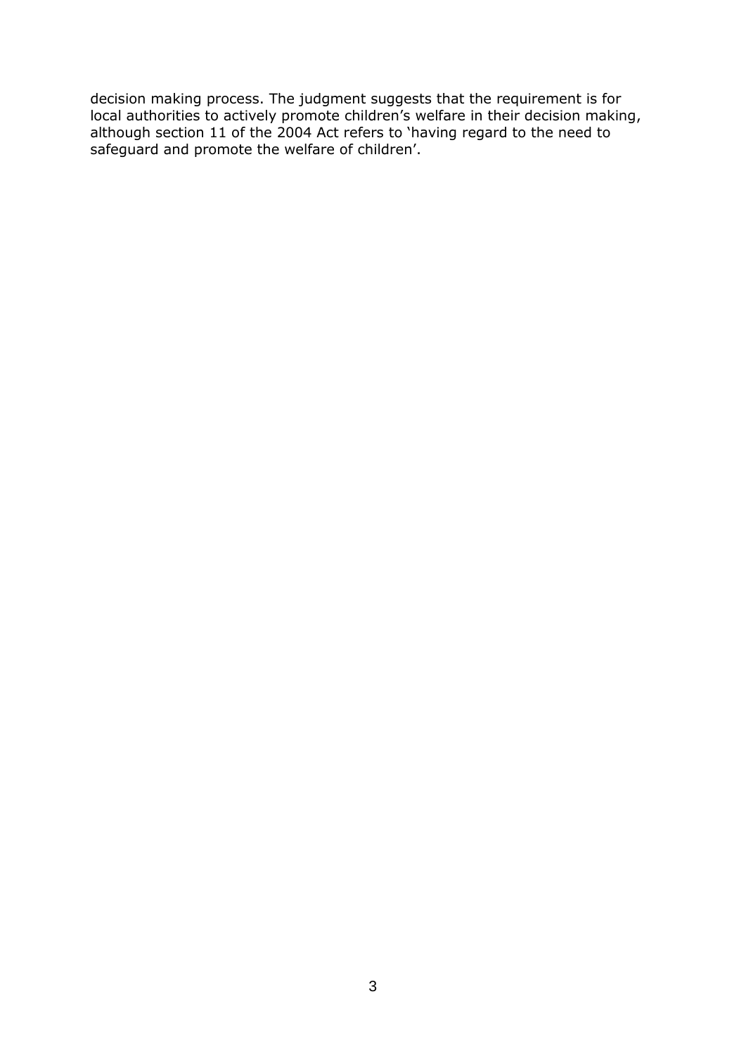decision making process. The judgment suggests that the requirement is for local authorities to actively promote children's welfare in their decision making, although section 11 of the 2004 Act refers to 'having regard to the need to safeguard and promote the welfare of children'.